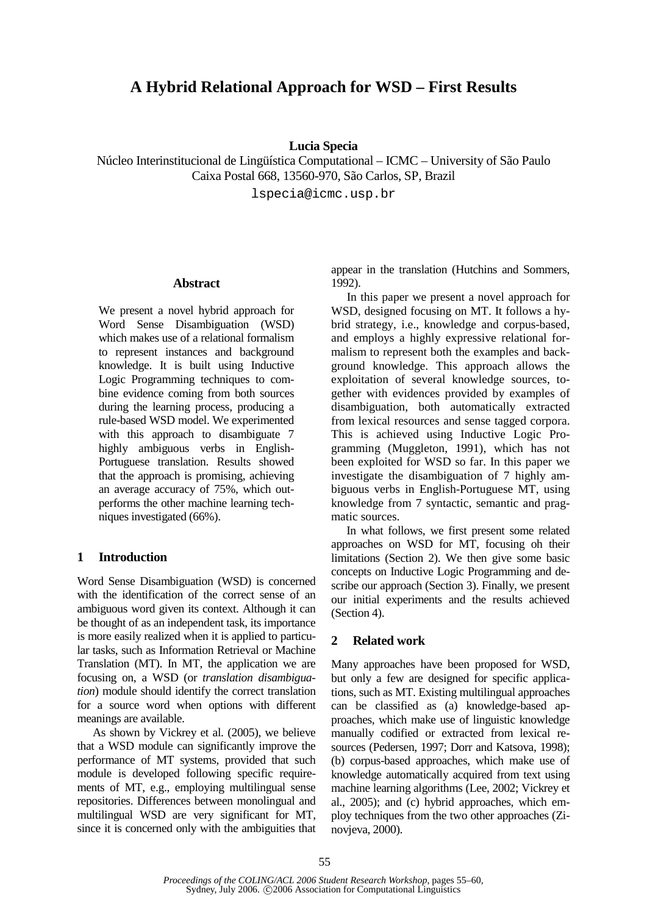# A Hybrid Relational Approach for WSD – First Results

**Lucia Specia**

Núcleo Interinstitucional de Lingüística Computational – ICMC – University of São Paulo
Caixa Postal 668, 13560-970, São Carlos, SP, Brazil
lspecia@icmc.usp.br

## Abstract

We present a novel hybrid approach for Word Sense Disambiguation (WSD) which makes use of a relational formalism to represent instances and background knowledge. It is built using Inductive Logic Programming techniques to combine evidence coming from both sources during the learning process, producing a rule-based WSD model. We experimented with this approach to disambiguate 7 highly ambiguous verbs in English-Portuguese translation. Results showed that the approach is promising, achieving an average accuracy of 75%, which outperforms the other machine learning techniques investigated (66%).

## 1 Introduction

Word Sense Disambiguation (WSD) is concerned with the identification of the correct sense of an ambiguous word given its context. Although it can be thought of as an independent task, its importance is more easily realized when it is applied to particular tasks, such as Information Retrieval or Machine Translation (MT). In MT, the application we are focusing on, a WSD (or *translation disambiguation*) module should identify the correct translation for a source word when options with different meanings are available.

As shown by Vickrey et al. (2005), we believe that a WSD module can significantly improve the performance of MT systems, provided that such module is developed following specific requirements of MT, e.g., employing multilingual sense repositories. Differences between monolingual and multilingual WSD are very significant for MT, since it is concerned only with the ambiguities that appear in the translation (Hutchins and Sommers, 1992).

In this paper we present a novel approach for WSD, designed focusing on MT. It follows a hybrid strategy, i.e., knowledge and corpus-based, and employs a highly expressive relational formalism to represent both the examples and background knowledge. This approach allows the exploitation of several knowledge sources, together with evidences provided by examples of disambiguation, both automatically extracted from lexical resources and sense tagged corpora. This is achieved using Inductive Logic Programming (Muggleton, 1991), which has not been exploited for WSD so far. In this paper we investigate the disambiguation of 7 highly ambiguous verbs in English-Portuguese MT, using knowledge from 7 syntactic, semantic and pragmatic sources.

In what follows, we first present some related approaches on WSD for MT, focusing oh their limitations (Section 2). We then give some basic concepts on Inductive Logic Programming and describe our approach (Section 3). Finally, we present our initial experiments and the results achieved (Section 4).

## 2 Related work

Many approaches have been proposed for WSD, but only a few are designed for specific applications, such as MT. Existing multilingual approaches can be classified as (a) knowledge-based approaches, which make use of linguistic knowledge manually codified or extracted from lexical resources (Pedersen, 1997; Dorr and Katsova, 1998); (b) corpus-based approaches, which make use of knowledge automatically acquired from text using machine learning algorithms (Lee, 2002; Vickrey et al., 2005); and (c) hybrid approaches, which employ techniques from the two other approaches (Zinovjeva, 2000).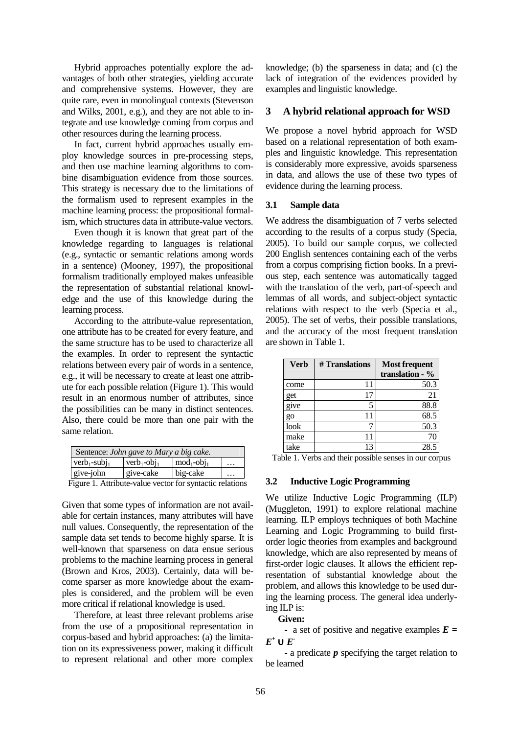Hybrid approaches potentially explore the advantages of both other strategies, yielding accurate and comprehensive systems. However, they are quite rare, even in monolingual contexts (Stevenson and Wilks, 2001, e.g.), and they are not able to integrate and use knowledge coming from corpus and other resources during the learning process.

In fact, current hybrid approaches usually employ knowledge sources in pre-processing steps, and then use machine learning algorithms to combine disambiguation evidence from those sources. This strategy is necessary due to the limitations of the formalism used to represent examples in the machine learning process: the propositional formalism, which structures data in attribute-value vectors.

Even though it is known that great part of the knowledge regarding to languages is relational (e.g., syntactic or semantic relations among words in a sentence) (Mooney, 1997), the propositional formalism traditionally employed makes unfeasible the representation of substantial relational knowledge and the use of this knowledge during the learning process.

According to the attribute-value representation, one attribute has to be created for every feature, and the same structure has to be used to characterize all the examples. In order to represent the syntactic relations between every pair of words in a sentence, e.g., it will be necessary to create at least one attribute for each possible relation (Figure 1). This would result in an enormous number of attributes, since the possibilities can be many in distinct sentences. Also, there could be more than one pair with the same relation.

| Sentence: *John gave to Mary a big cake.* | | | |
|---|---|---|---|
| $verb_1$-$subj_1$ | $verb_1$-$obj_1$ | $mod_1$-$obj_1$ | … |
| give-john | give-cake | big-cake | … |

Figure 1. Attribute-value vector for syntactic relations

Given that some types of information are not available for certain instances, many attributes will have null values. Consequently, the representation of the sample data set tends to become highly sparse. It is well-known that sparseness on data ensue serious problems to the machine learning process in general (Brown and Kros, 2003). Certainly, data will become sparser as more knowledge about the examples is considered, and the problem will be even more critical if relational knowledge is used.

Therefore, at least three relevant problems arise from the use of a propositional representation in corpus-based and hybrid approaches: (a) the limitation on its expressiveness power, making it difficult to represent relational and other more complex knowledge; (b) the sparseness in data; and (c) the lack of integration of the evidences provided by examples and linguistic knowledge.

## 3 A hybrid relational approach for WSD

We propose a novel hybrid approach for WSD based on a relational representation of both examples and linguistic knowledge. This representation is considerably more expressive, avoids sparseness in data, and allows the use of these two types of evidence during the learning process.

### 3.1 Sample data

We address the disambiguation of 7 verbs selected according to the results of a corpus study (Specia, 2005). To build our sample corpus, we collected 200 English sentences containing each of the verbs from a corpus comprising fiction books. In a previous step, each sentence was automatically tagged with the translation of the verb, part-of-speech and lemmas of all words, and subject-object syntactic relations with respect to the verb (Specia et al., 2005). The set of verbs, their possible translations, and the accuracy of the most frequent translation are shown in Table 1.

| Verb | # Translations | Most frequent translation - % |
|---|---|---|
| come | 11 | 50.3 |
| get | 17 | 21 |
| give | 5 | 88.8 |
| go | 11 | 68.5 |
| look | 7 | 50.3 |
| make | 11 | 70 |
| take | 13 | 28.5 |

Table 1. Verbs and their possible senses in our corpus

### 3.2 Inductive Logic Programming

We utilize Inductive Logic Programming (ILP) (Muggleton, 1991) to explore relational machine learning. ILP employs techniques of both Machine Learning and Logic Programming to build first-order logic theories from examples and background knowledge, which are also represented by means of first-order logic clauses. It allows the efficient representation of substantial knowledge about the problem, and allows this knowledge to be used during the learning process. The general idea underlying ILP is:

**Given:**

- a set of positive and negative examples $\boldsymbol{E} = \boldsymbol{E}^+ \cup \boldsymbol{E}^-$
- a predicate $\boldsymbol{p}$ specifying the target relation to be learned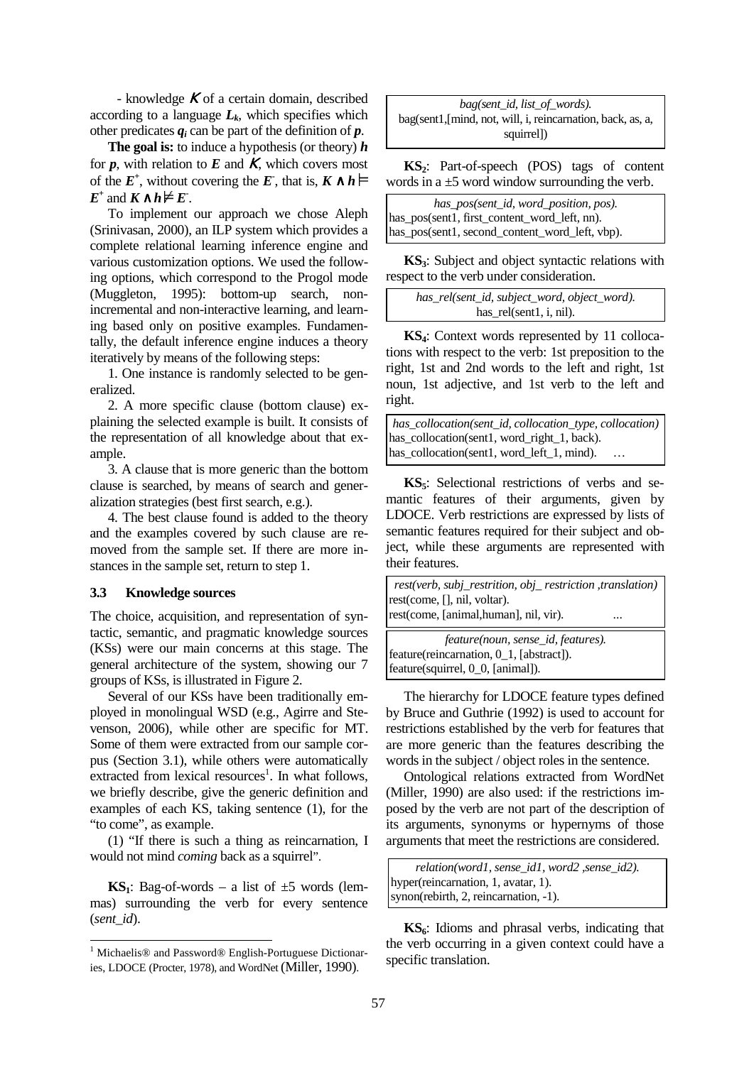- knowledge $K$ of a certain domain, described according to a language $L_k$, which specifies which other predicates $q_i$ can be part of the definition of $p$.

**The goal is:** to induce a hypothesis (or theory) $h$ for $p$, with relation to $E$ and $K$, which covers most of the $E^+$, without covering the $E^-$, that is, $K \wedge h \models E^+$ and $K \wedge h \not\models E^-$.

To implement our approach we chose Aleph (Srinivasan, 2000), an ILP system which provides a complete relational learning inference engine and various customization options. We used the following options, which correspond to the Progol mode (Muggleton, 1995): bottom-up search, non-incremental and non-interactive learning, and learning based only on positive examples. Fundamentally, the default inference engine induces a theory iteratively by means of the following steps:

1. One instance is randomly selected to be generalized.

2. A more specific clause (bottom clause) explaining the selected example is built. It consists of the representation of all knowledge about that example.

3. A clause that is more generic than the bottom clause is searched, by means of search and generalization strategies (best first search, e.g.).

4. The best clause found is added to the theory and the examples covered by such clause are removed from the sample set. If there are more instances in the sample set, return to step 1.

### 3.3 Knowledge sources

The choice, acquisition, and representation of syntactic, semantic, and pragmatic knowledge sources (KSs) were our main concerns at this stage. The general architecture of the system, showing our 7 groups of KSs, is illustrated in Figure 2.

Several of our KSs have been traditionally employed in monolingual WSD (e.g., Agirre and Stevenson, 2006), while other are specific for MT. Some of them were extracted from our sample corpus (Section 3.1), while others were automatically extracted from lexical resources[1]. In what follows, we briefly describe, give the generic definition and examples of each KS, taking sentence (1), for the "to come", as example.

(1) "If there is such a thing as reincarnation, I would not mind *coming* back as a squirrel".

**KS$_1$**: Bag-of-words – a list of ±5 words (lemmas) surrounding the verb for every sentence (*sent_id*).

```
bag(sent_id, list_of_words).
bag(sent1,[mind, not, will, i, reincarnation, back, as, a, squirrel])
```

**KS$_2$**: Part-of-speech (POS) tags of content words in a ±5 word window surrounding the verb.

```
has_pos(sent_id, word_position, pos).
has_pos(sent1, first_content_word_left, nn).
has_pos(sent1, second_content_word_left, vbp).
```

**KS$_3$**: Subject and object syntactic relations with respect to the verb under consideration.

```
has_rel(sent_id, subject_word, object_word).
has_rel(sent1, i, nil).
```

**KS$_4$**: Context words represented by 11 collocations with respect to the verb: 1st preposition to the right, 1st and 2nd words to the left and right, 1st noun, 1st adjective, and 1st verb to the left and right.

```
has_collocation(sent_id, collocation_type, collocation)
has_collocation(sent1, word_right_1, back).
has_collocation(sent1, word_left_1, mind).    …
```

**KS$_5$**: Selectional restrictions of verbs and semantic features of their arguments, given by LDOCE. Verb restrictions are expressed by lists of semantic features required for their subject and object, while these arguments are represented with their features.

```
rest(verb, subj_restrition, obj_ restriction ,translation)
rest(come, [], nil, voltar).
rest(come, [animal,human], nil, vir).    ...
```

```
feature(noun, sense_id, features).
feature(reincarnation, 0_1, [abstract]).
feature(squirrel, 0_0, [animal]).
```

The hierarchy for LDOCE feature types defined by Bruce and Guthrie (1992) is used to account for restrictions established by the verb for features that are more generic than the features describing the words in the subject / object roles in the sentence.

Ontological relations extracted from WordNet (Miller, 1990) are also used: if the restrictions imposed by the verb are not part of the description of its arguments, synonyms or hypernyms of those arguments that meet the restrictions are considered.

```
relation(word1, sense_id1, word2 ,sense_id2).
hyper(reincarnation, 1, avatar, 1).
synon(rebirth, 2, reincarnation, -1).
```

**KS$_6$**: Idioms and phrasal verbs, indicating that the verb occurring in a given context could have a specific translation.

[1] Michaelis® and Password® English-Portuguese Dictionaries, LDOCE (Procter, 1978), and WordNet (Miller, 1990).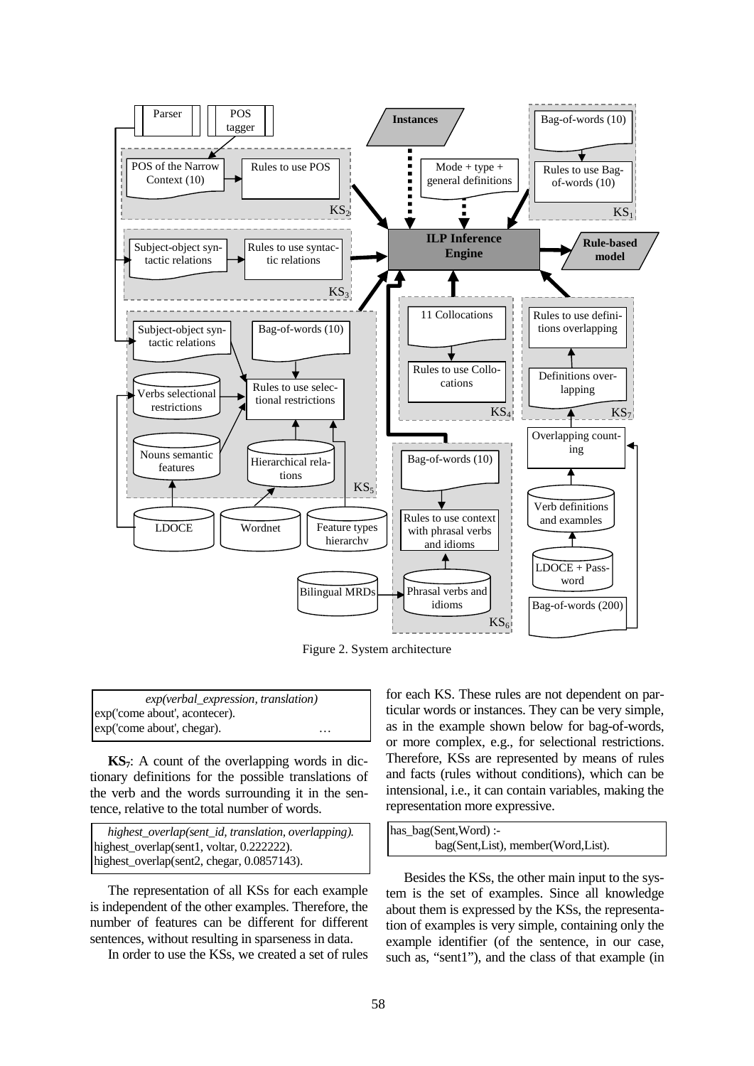Figure 2. System architecture

```
exp(verbal_expression, translation)
exp('come about', acontecer).
exp('come about', chegar).                    …
```

**$KS_7$**: A count of the overlapping words in dictionary definitions for the possible translations of the verb and the words surrounding it in the sentence, relative to the total number of words.

```
highest_overlap(sent_id, translation, overlapping).
highest_overlap(sent1, voltar, 0.222222).
highest_overlap(sent2, chegar, 0.0857143).
```

The representation of all KSs for each example is independent of the other examples. Therefore, the number of features can be different for different sentences, without resulting in sparseness in data.

In order to use the KSs, we created a set of rules for each KS. These rules are not dependent on particular words or instances. They can be very simple, as in the example shown below for bag-of-words, or more complex, e.g., for selectional restrictions. Therefore, KSs are represented by means of rules and facts (rules without conditions), which can be intensional, i.e., it can contain variables, making the representation more expressive.

```
has_bag(Sent,Word) :-
        bag(Sent,List), member(Word,List).
```

Besides the KSs, the other main input to the system is the set of examples. Since all knowledge about them is expressed by the KSs, the representation of examples is very simple, containing only the example identifier (of the sentence, in our case, such as, "sent1"), and the class of that example (in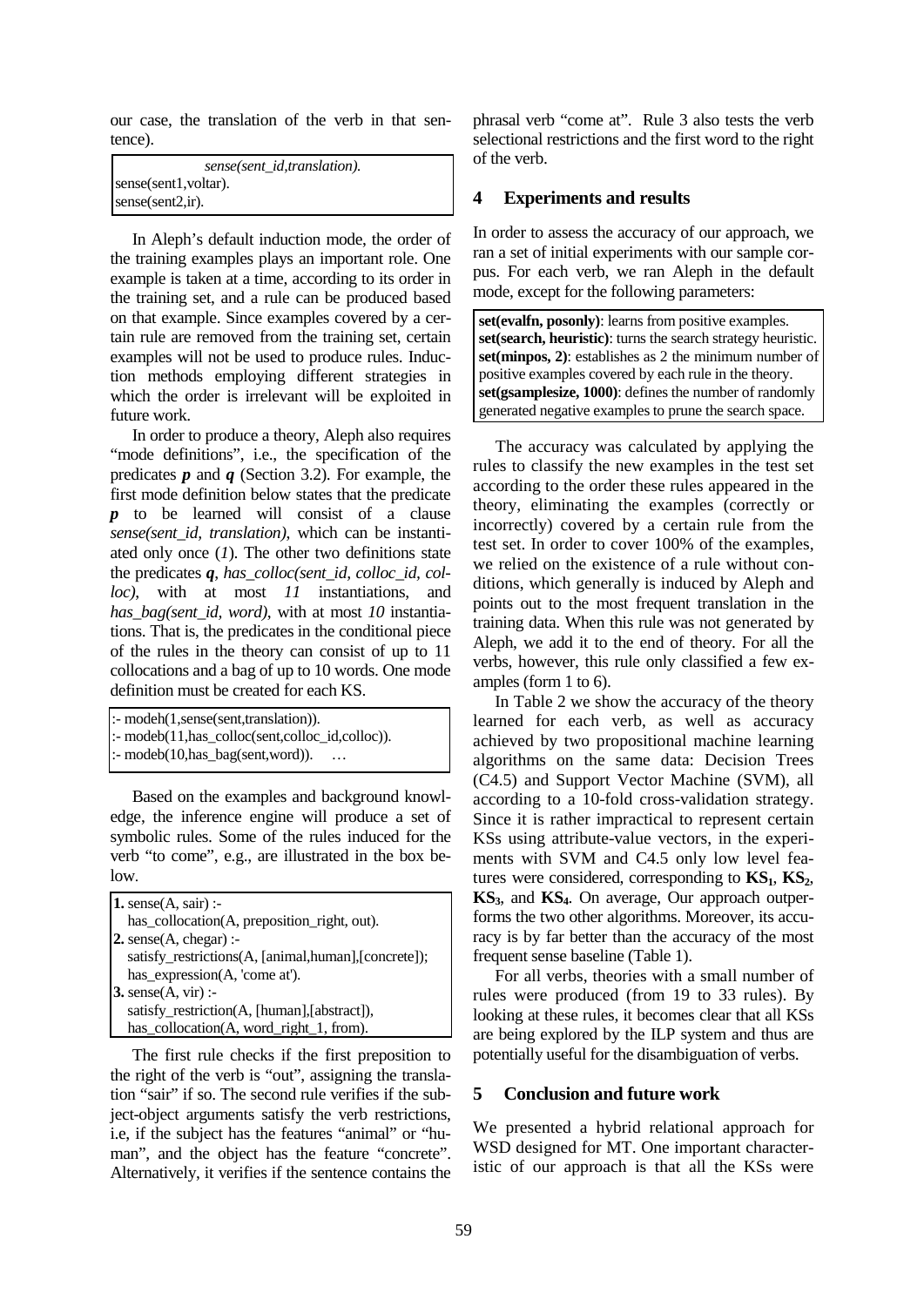our case, the translation of the verb in that sentence).

```
sense(sent_id,translation).
sense(sent1,voltar).
sense(sent2,ir).
```

In Aleph's default induction mode, the order of the training examples plays an important role. One example is taken at a time, according to its order in the training set, and a rule can be produced based on that example. Since examples covered by a certain rule are removed from the training set, certain examples will not be used to produce rules. Induction methods employing different strategies in which the order is irrelevant will be exploited in future work.

In order to produce a theory, Aleph also requires "mode definitions", i.e., the specification of the predicates ***p*** and ***q*** (Section 3.2). For example, the first mode definition below states that the predicate ***p*** to be learned will consist of a clause *sense(sent_id, translation)*, which can be instantiated only once (*1*). The other two definitions state the predicates ***q***, *has_colloc(sent_id, colloc_id, colloc)*, with at most *11* instantiations, and *has_bag(sent_id, word)*, with at most *10* instantiations. That is, the predicates in the conditional piece of the rules in the theory can consist of up to 11 collocations and a bag of up to 10 words. One mode definition must be created for each KS.

```
:- modeh(1,sense(sent,translation)).
:- modeb(11,has_colloc(sent,colloc_id,colloc)).
:- modeb(10,has_bag(sent,word)).    …
```

Based on the examples and background knowledge, the inference engine will produce a set of symbolic rules. Some of the rules induced for the verb "to come", e.g., are illustrated in the box below.

```
1. sense(A, sair) :-
   has_collocation(A, preposition_right, out).
2. sense(A, chegar) :-
   satisfy_restrictions(A, [animal,human],[concrete]);
   has_expression(A, 'come at').
3. sense(A, vir) :-
   satisfy_restriction(A, [human],[abstract]),
   has_collocation(A, word_right_1, from).
```

The first rule checks if the first preposition to the right of the verb is "out", assigning the translation "sair" if so. The second rule verifies if the subject-object arguments satisfy the verb restrictions, i.e, if the subject has the features "animal" or "human", and the object has the feature "concrete". Alternatively, it verifies if the sentence contains the phrasal verb "come at". Rule 3 also tests the verb selectional restrictions and the first word to the right of the verb.

## 4 Experiments and results

In order to assess the accuracy of our approach, we ran a set of initial experiments with our sample corpus. For each verb, we ran Aleph in the default mode, except for the following parameters:

**set(evalfn, posonly)**: learns from positive examples.
**set(search, heuristic)**: turns the search strategy heuristic.
**set(minpos, 2)**: establishes as 2 the minimum number of positive examples covered by each rule in the theory.
**set(gsamplesize, 1000)**: defines the number of randomly generated negative examples to prune the search space.

The accuracy was calculated by applying the rules to classify the new examples in the test set according to the order these rules appeared in the theory, eliminating the examples (correctly or incorrectly) covered by a certain rule from the test set. In order to cover 100% of the examples, we relied on the existence of a rule without conditions, which generally is induced by Aleph and points out to the most frequent translation in the training data. When this rule was not generated by Aleph, we add it to the end of theory. For all the verbs, however, this rule only classified a few examples (form 1 to 6).

In Table 2 we show the accuracy of the theory learned for each verb, as well as accuracy achieved by two propositional machine learning algorithms on the same data: Decision Trees (C4.5) and Support Vector Machine (SVM), all according to a 10-fold cross-validation strategy. Since it is rather impractical to represent certain KSs using attribute-value vectors, in the experiments with SVM and C4.5 only low level features were considered, corresponding to $\mathbf{KS_1}$, $\mathbf{KS_2}$, $\mathbf{KS_3}$, and $\mathbf{KS_4}$. On average, Our approach outperforms the two other algorithms. Moreover, its accuracy is by far better than the accuracy of the most frequent sense baseline (Table 1).

For all verbs, theories with a small number of rules were produced (from 19 to 33 rules). By looking at these rules, it becomes clear that all KSs are being explored by the ILP system and thus are potentially useful for the disambiguation of verbs.

## 5 Conclusion and future work

We presented a hybrid relational approach for WSD designed for MT. One important characteristic of our approach is that all the KSs were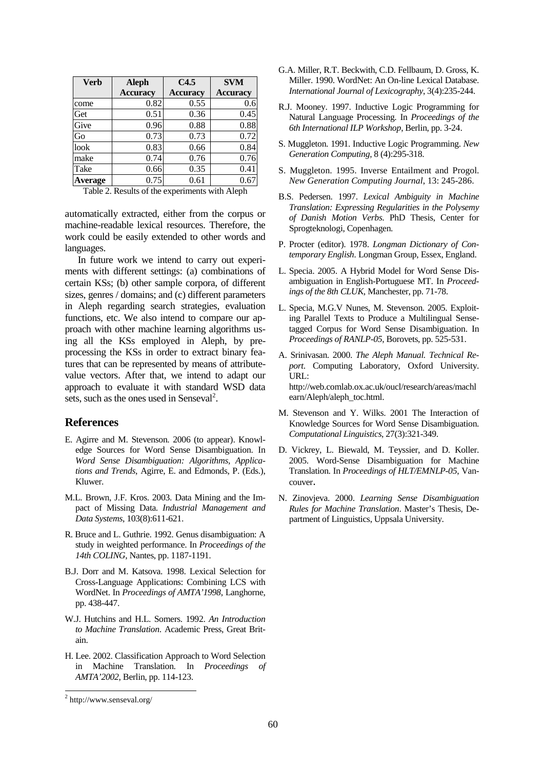| Verb | Aleph Accuracy | C4.5 Accuracy | SVM Accuracy |
|---|---|---|---|
| come | 0.82 | 0.55 | 0.6 |
| Get | 0.51 | 0.36 | 0.45 |
| Give | 0.96 | 0.88 | 0.88 |
| Go | 0.73 | 0.73 | 0.72 |
| look | 0.83 | 0.66 | 0.84 |
| make | 0.74 | 0.76 | 0.76 |
| Take | 0.66 | 0.35 | 0.41 |
| **Average** | 0.75 | 0.61 | 0.67 |

Table 2. Results of the experiments with Aleph

automatically extracted, either from the corpus or machine-readable lexical resources. Therefore, the work could be easily extended to other words and languages.

In future work we intend to carry out experiments with different settings: (a) combinations of certain KSs; (b) other sample corpora, of different sizes, genres / domains; and (c) different parameters in Aleph regarding search strategies, evaluation functions, etc. We also intend to compare our approach with other machine learning algorithms using all the KSs employed in Aleph, by pre-processing the KSs in order to extract binary features that can be represented by means of attribute-value vectors. After that, we intend to adapt our approach to evaluate it with standard WSD data sets, such as the ones used in Senseval[2].

## References

E. Agirre and M. Stevenson. 2006 (to appear). Knowledge Sources for Word Sense Disambiguation. In *Word Sense Disambiguation: Algorithms, Applications and Trends*, Agirre, E. and Edmonds, P. (Eds.), Kluwer.

M.L. Brown, J.F. Kros. 2003. Data Mining and the Impact of Missing Data. *Industrial Management and Data Systems*, 103(8):611-621.

R. Bruce and L. Guthrie. 1992. Genus disambiguation: A study in weighted performance. In *Proceedings of the 14th COLING*, Nantes, pp. 1187-1191.

B.J. Dorr and M. Katsova. 1998. Lexical Selection for Cross-Language Applications: Combining LCS with WordNet. In *Proceedings of AMTA'1998*, Langhorne, pp. 438-447.

W.J. Hutchins and H.L. Somers. 1992. *An Introduction to Machine Translation*. Academic Press, Great Britain.

H. Lee. 2002. Classification Approach to Word Selection in Machine Translation. In *Proceedings of AMTA'2002*, Berlin, pp. 114-123.

G.A. Miller, R.T. Beckwith, C.D. Fellbaum, D. Gross, K. Miller. 1990. WordNet: An On-line Lexical Database. *International Journal of Lexicography*, 3(4):235-244.

R.J. Mooney. 1997. Inductive Logic Programming for Natural Language Processing. In *Proceedings of the 6th International ILP Workshop*, Berlin, pp. 3-24.

S. Muggleton. 1991. Inductive Logic Programming. *New Generation Computing*, 8 (4):295-318.

S. Muggleton. 1995. Inverse Entailment and Progol. *New Generation Computing Journal*, 13: 245-286.

B.S. Pedersen. 1997. *Lexical Ambiguity in Machine Translation: Expressing Regularities in the Polysemy of Danish Motion Verbs.* PhD Thesis, Center for Sprogteknologi, Copenhagen.

P. Procter (editor). 1978. *Longman Dictionary of Contemporary English*. Longman Group, Essex, England.

L. Specia. 2005. A Hybrid Model for Word Sense Disambiguation in English-Portuguese MT. In *Proceedings of the 8th CLUK*, Manchester, pp. 71-78.

L. Specia, M.G.V Nunes, M. Stevenson. 2005. Exploiting Parallel Texts to Produce a Multilingual Sense-tagged Corpus for Word Sense Disambiguation. In *Proceedings of RANLP-05*, Borovets, pp. 525-531.

A. Srinivasan. 2000. *The Aleph Manual. Technical Report.* Computing Laboratory, Oxford University. URL: http://web.comlab.ox.ac.uk/oucl/research/areas/machlearn/Aleph/aleph_toc.html.

M. Stevenson and Y. Wilks. 2001 The Interaction of Knowledge Sources for Word Sense Disambiguation. *Computational Linguistics*, 27(3):321-349.

D. Vickrey, L. Biewald, M. Teyssier, and D. Koller. 2005. Word-Sense Disambiguation for Machine Translation. In *Proceedings of HLT/EMNLP-05*, Vancouver.

N. Zinovjeva. 2000. *Learning Sense Disambiguation Rules for Machine Translation*. Master's Thesis, Department of Linguistics, Uppsala University.

[2] http://www.senseval.org/